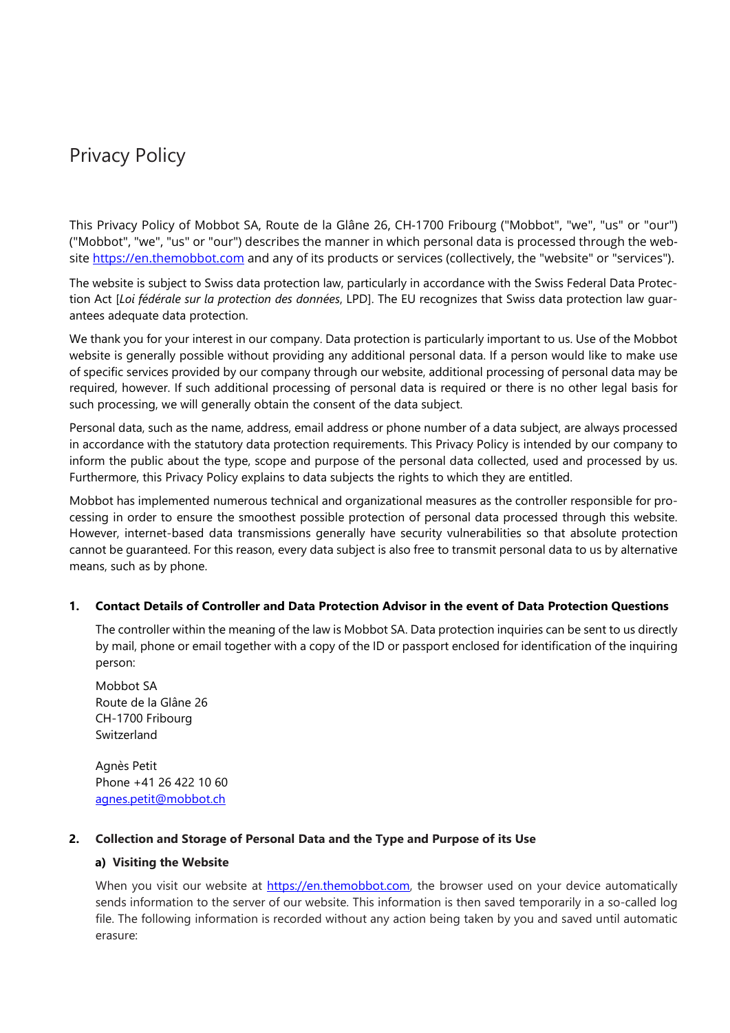# Privacy Policy

This Privacy Policy of Mobbot SA, Route de la Glâne 26, CH-1700 Fribourg ("Mobbot", "we", "us" or "our") ("Mobbot", "we", "us" or "our") describes the manner in which personal data is processed through the website https://en.themobbot.com and any of its products or services (collectively, the "website" or "services").

The website is subject to Swiss data protection law, particularly in accordance with the Swiss Federal Data Protection Act [*Loi fédérale sur la protection des données*, LPD]. The EU recognizes that Swiss data protection law guarantees adequate data protection.

We thank you for your interest in our company. Data protection is particularly important to us. Use of the Mobbot website is generally possible without providing any additional personal data. If a person would like to make use of specific services provided by our company through our website, additional processing of personal data may be required, however. If such additional processing of personal data is required or there is no other legal basis for such processing, we will generally obtain the consent of the data subject.

Personal data, such as the name, address, email address or phone number of a data subject, are always processed in accordance with the statutory data protection requirements. This Privacy Policy is intended by our company to inform the public about the type, scope and purpose of the personal data collected, used and processed by us. Furthermore, this Privacy Policy explains to data subjects the rights to which they are entitled.

Mobbot has implemented numerous technical and organizational measures as the controller responsible for processing in order to ensure the smoothest possible protection of personal data processed through this website. However, internet-based data transmissions generally have security vulnerabilities so that absolute protection cannot be guaranteed. For this reason, every data subject is also free to transmit personal data to us by alternative means, such as by phone.

## 1. Contact Details of Controller and Data Protection Advisor in the event of Data Protection Questions

The controller within the meaning of the law is Mobbot SA. Data protection inquiries can be sent to us directly by mail, phone or email together with a copy of the ID or passport enclosed for identification of the inquiring person:

Mobbot SA
Route de la Glâne 26
CH-1700 Fribourg
Switzerland

Agnès Petit
Phone +41 26 422 10 60
agnes.petit@mobbot.ch

## 2. Collection and Storage of Personal Data and the Type and Purpose of its Use

### a) Visiting the Website

When you visit our website at https://en.themobbot.com, the browser used on your device automatically sends information to the server of our website. This information is then saved temporarily in a so-called log file. The following information is recorded without any action being taken by you and saved until automatic erasure: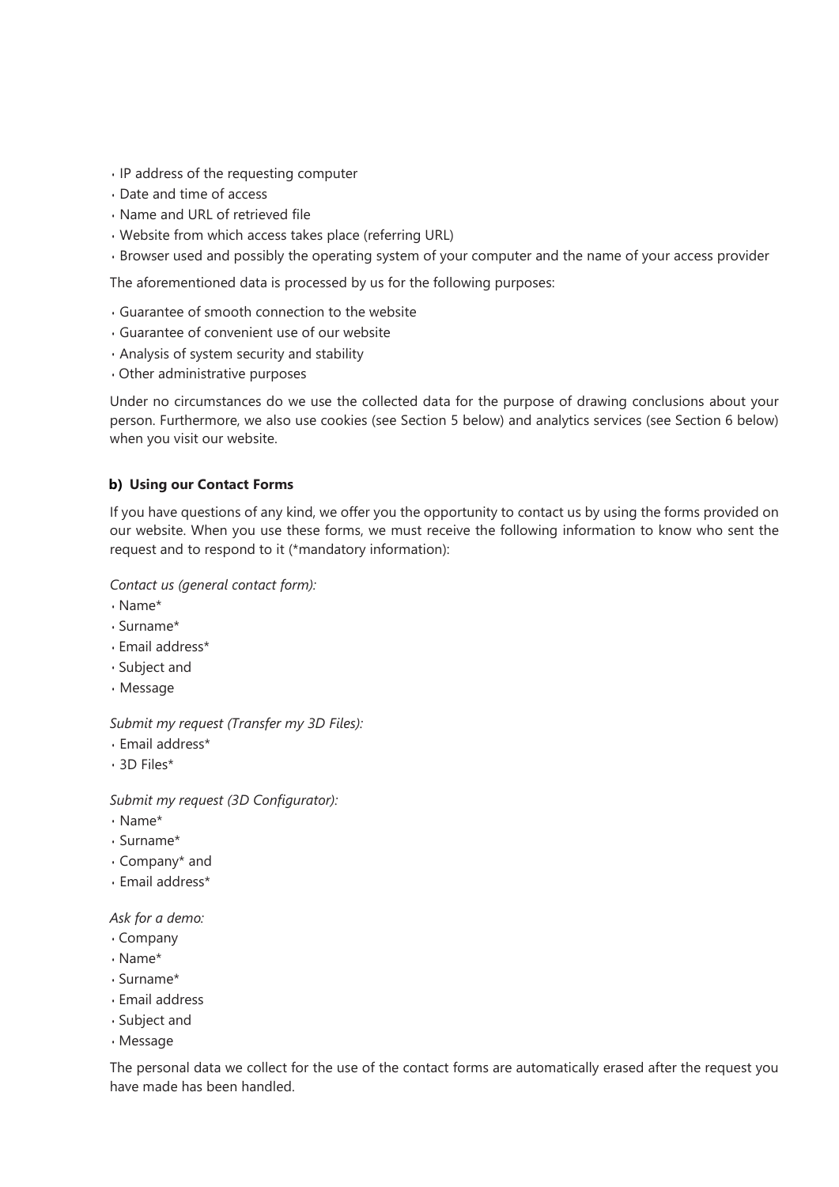- IP address of the requesting computer
- Date and time of access
- Name and URL of retrieved file
- Website from which access takes place (referring URL)
- Browser used and possibly the operating system of your computer and the name of your access provider

The aforementioned data is processed by us for the following purposes:

- Guarantee of smooth connection to the website
- Guarantee of convenient use of our website
- Analysis of system security and stability
- Other administrative purposes

Under no circumstances do we use the collected data for the purpose of drawing conclusions about your person. Furthermore, we also use cookies (see Section 5 below) and analytics services (see Section 6 below) when you visit our website.

**b) Using our Contact Forms**

If you have questions of any kind, we offer you the opportunity to contact us by using the forms provided on our website. When you use these forms, we must receive the following information to know who sent the request and to respond to it (*mandatory information):

*Contact us (general contact form):*

- Name*
- Surname*
- Email address*
- Subject and
- Message

*Submit my request (Transfer my 3D Files):*

- Email address*
- 3D Files*

*Submit my request (3D Configurator):*

- Name*
- Surname*
- Company* and
- Email address*

*Ask for a demo:*

- Company
- Name*
- Surname*
- Email address
- Subject and
- Message

The personal data we collect for the use of the contact forms are automatically erased after the request you have made has been handled.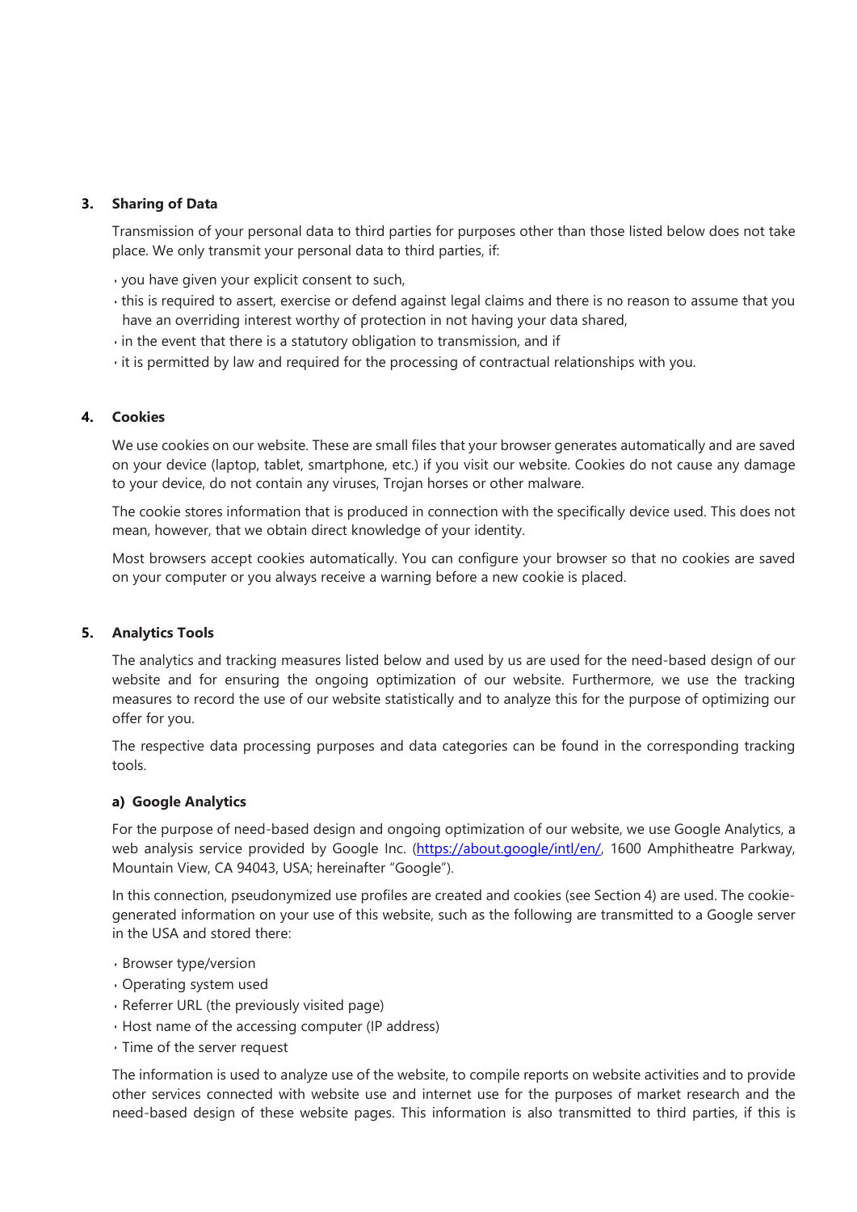## 3. Sharing of Data

Transmission of your personal data to third parties for purposes other than those listed below does not take place. We only transmit your personal data to third parties, if:

- you have given your explicit consent to such,
- this is required to assert, exercise or defend against legal claims and there is no reason to assume that you have an overriding interest worthy of protection in not having your data shared,
- in the event that there is a statutory obligation to transmission, and if
- it is permitted by law and required for the processing of contractual relationships with you.

## 4. Cookies

We use cookies on our website. These are small files that your browser generates automatically and are saved on your device (laptop, tablet, smartphone, etc.) if you visit our website. Cookies do not cause any damage to your device, do not contain any viruses, Trojan horses or other malware.

The cookie stores information that is produced in connection with the specifically device used. This does not mean, however, that we obtain direct knowledge of your identity.

Most browsers accept cookies automatically. You can configure your browser so that no cookies are saved on your computer or you always receive a warning before a new cookie is placed.

## 5. Analytics Tools

The analytics and tracking measures listed below and used by us are used for the need-based design of our website and for ensuring the ongoing optimization of our website. Furthermore, we use the tracking measures to record the use of our website statistically and to analyze this for the purpose of optimizing our offer for you.

The respective data processing purposes and data categories can be found in the corresponding tracking tools.

### a) Google Analytics

For the purpose of need-based design and ongoing optimization of our website, we use Google Analytics, a web analysis service provided by Google Inc. ([https://about.google/intl/en/](https://about.google/intl/en/), 1600 Amphitheatre Parkway, Mountain View, CA 94043, USA; hereinafter "Google").

In this connection, pseudonymized use profiles are created and cookies (see Section 4) are used. The cookie-generated information on your use of this website, such as the following are transmitted to a Google server in the USA and stored there:

- Browser type/version
- Operating system used
- Referrer URL (the previously visited page)
- Host name of the accessing computer (IP address)
- Time of the server request

The information is used to analyze use of the website, to compile reports on website activities and to provide other services connected with website use and internet use for the purposes of market research and the need-based design of these website pages. This information is also transmitted to third parties, if this is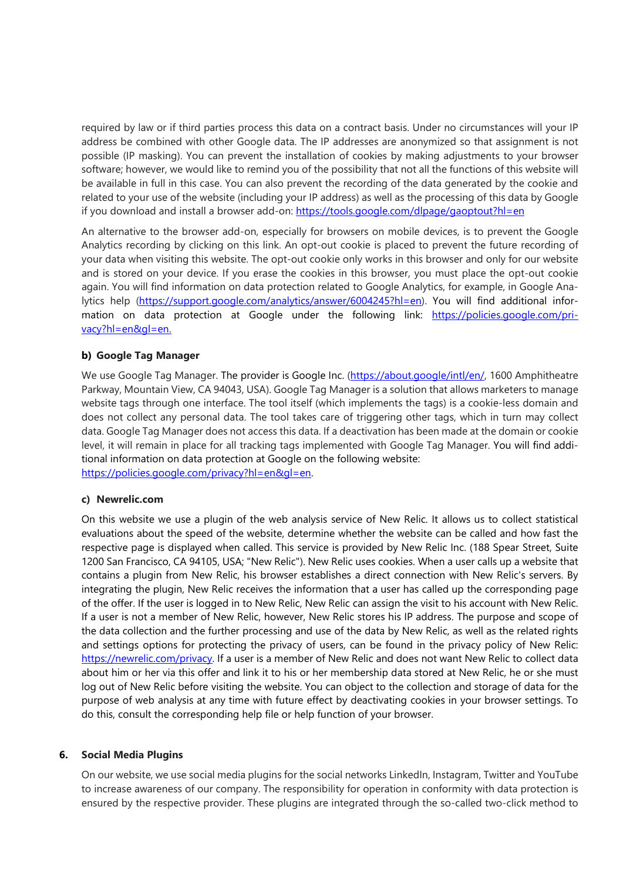required by law or if third parties process this data on a contract basis. Under no circumstances will your IP address be combined with other Google data. The IP addresses are anonymized so that assignment is not possible (IP masking). You can prevent the installation of cookies by making adjustments to your browser software; however, we would like to remind you of the possibility that not all the functions of this website will be available in full in this case. You can also prevent the recording of the data generated by the cookie and related to your use of the website (including your IP address) as well as the processing of this data by Google if you download and install a browser add-on: https://tools.google.com/dlpage/gaoptout?hl=en

An alternative to the browser add-on, especially for browsers on mobile devices, is to prevent the Google Analytics recording by clicking on this link. An opt-out cookie is placed to prevent the future recording of your data when visiting this website. The opt-out cookie only works in this browser and only for our website and is stored on your device. If you erase the cookies in this browser, you must place the opt-out cookie again. You will find information on data protection related to Google Analytics, for example, in Google Analytics help (https://support.google.com/analytics/answer/6004245?hl=en). You will find additional information on data protection at Google under the following link: https://policies.google.com/privacy?hl=en&gl=en.

**b) Google Tag Manager**

We use Google Tag Manager. The provider is Google Inc. (https://about.google/intl/en/, 1600 Amphitheatre Parkway, Mountain View, CA 94043, USA). Google Tag Manager is a solution that allows marketers to manage website tags through one interface. The tool itself (which implements the tags) is a cookie-less domain and does not collect any personal data. The tool takes care of triggering other tags, which in turn may collect data. Google Tag Manager does not access this data. If a deactivation has been made at the domain or cookie level, it will remain in place for all tracking tags implemented with Google Tag Manager. You will find additional information on data protection at Google on the following website:
https://policies.google.com/privacy?hl=en&gl=en.

**c) Newrelic.com**

On this website we use a plugin of the web analysis service of New Relic. It allows us to collect statistical evaluations about the speed of the website, determine whether the website can be called and how fast the respective page is displayed when called. This service is provided by New Relic Inc. (188 Spear Street, Suite 1200 San Francisco, CA 94105, USA; "New Relic"). New Relic uses cookies. When a user calls up a website that contains a plugin from New Relic, his browser establishes a direct connection with New Relic's servers. By integrating the plugin, New Relic receives the information that a user has called up the corresponding page of the offer. If the user is logged in to New Relic, New Relic can assign the visit to his account with New Relic. If a user is not a member of New Relic, however, New Relic stores his IP address. The purpose and scope of the data collection and the further processing and use of the data by New Relic, as well as the related rights and settings options for protecting the privacy of users, can be found in the privacy policy of New Relic: https://newrelic.com/privacy. If a user is a member of New Relic and does not want New Relic to collect data about him or her via this offer and link it to his or her membership data stored at New Relic, he or she must log out of New Relic before visiting the website. You can object to the collection and storage of data for the purpose of web analysis at any time with future effect by deactivating cookies in your browser settings. To do this, consult the corresponding help file or help function of your browser.

## 6. Social Media Plugins

On our website, we use social media plugins for the social networks LinkedIn, Instagram, Twitter and YouTube to increase awareness of our company. The responsibility for operation in conformity with data protection is ensured by the respective provider. These plugins are integrated through the so-called two-click method to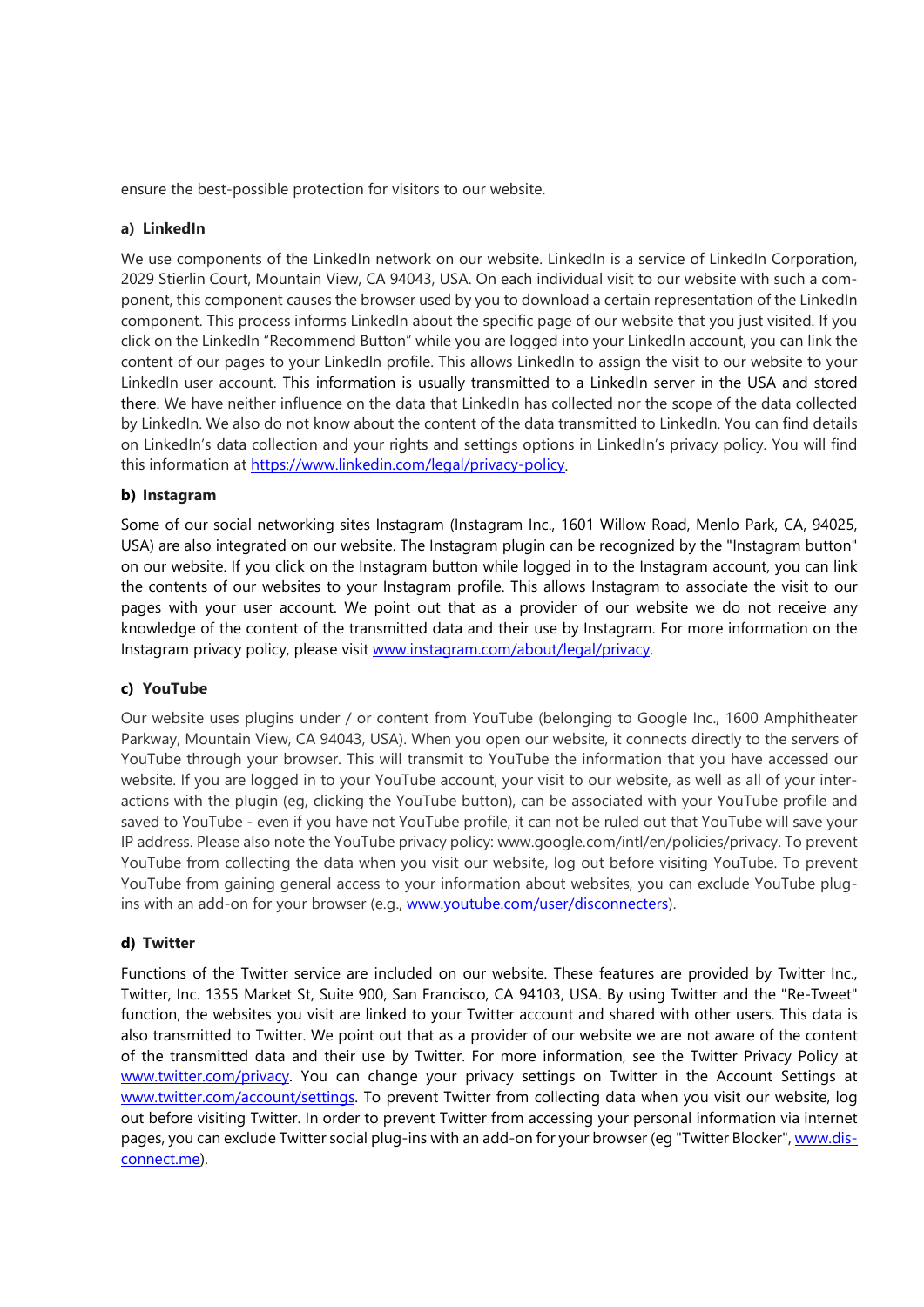ensure the best-possible protection for visitors to our website.

**a) LinkedIn**

We use components of the LinkedIn network on our website. LinkedIn is a service of LinkedIn Corporation, 2029 Stierlin Court, Mountain View, CA 94043, USA. On each individual visit to our website with such a component, this component causes the browser used by you to download a certain representation of the LinkedIn component. This process informs LinkedIn about the specific page of our website that you just visited. If you click on the LinkedIn "Recommend Button" while you are logged into your LinkedIn account, you can link the content of our pages to your LinkedIn profile. This allows LinkedIn to assign the visit to our website to your LinkedIn user account. This information is usually transmitted to a LinkedIn server in the USA and stored there. We have neither influence on the data that LinkedIn has collected nor the scope of the data collected by LinkedIn. We also do not know about the content of the data transmitted to LinkedIn. You can find details on LinkedIn's data collection and your rights and settings options in LinkedIn's privacy policy. You will find this information at https://www.linkedin.com/legal/privacy-policy.

**b) Instagram**

Some of our social networking sites Instagram (Instagram Inc., 1601 Willow Road, Menlo Park, CA, 94025, USA) are also integrated on our website. The Instagram plugin can be recognized by the "Instagram button" on our website. If you click on the Instagram button while logged in to the Instagram account, you can link the contents of our websites to your Instagram profile. This allows Instagram to associate the visit to our pages with your user account. We point out that as a provider of our website we do not receive any knowledge of the content of the transmitted data and their use by Instagram. For more information on the Instagram privacy policy, please visit www.instagram.com/about/legal/privacy.

**c) YouTube**

Our website uses plugins under / or content from YouTube (belonging to Google Inc., 1600 Amphitheater Parkway, Mountain View, CA 94043, USA). When you open our website, it connects directly to the servers of YouTube through your browser. This will transmit to YouTube the information that you have accessed our website. If you are logged in to your YouTube account, your visit to our website, as well as all of your interactions with the plugin (eg, clicking the YouTube button), can be associated with your YouTube profile and saved to YouTube - even if you have not YouTube profile, it can not be ruled out that YouTube will save your IP address. Please also note the YouTube privacy policy: www.google.com/intl/en/policies/privacy. To prevent YouTube from collecting the data when you visit our website, log out before visiting YouTube. To prevent YouTube from gaining general access to your information about websites, you can exclude YouTube plug-ins with an add-on for your browser (e.g., www.youtube.com/user/disconnecters).

**d) Twitter**

Functions of the Twitter service are included on our website. These features are provided by Twitter Inc., Twitter, Inc. 1355 Market St, Suite 900, San Francisco, CA 94103, USA. By using Twitter and the "Re-Tweet" function, the websites you visit are linked to your Twitter account and shared with other users. This data is also transmitted to Twitter. We point out that as a provider of our website we are not aware of the content of the transmitted data and their use by Twitter. For more information, see the Twitter Privacy Policy at www.twitter.com/privacy. You can change your privacy settings on Twitter in the Account Settings at www.twitter.com/account/settings. To prevent Twitter from collecting data when you visit our website, log out before visiting Twitter. In order to prevent Twitter from accessing your personal information via internet pages, you can exclude Twitter social plug-ins with an add-on for your browser (eg "Twitter Blocker", www.disconnect.me).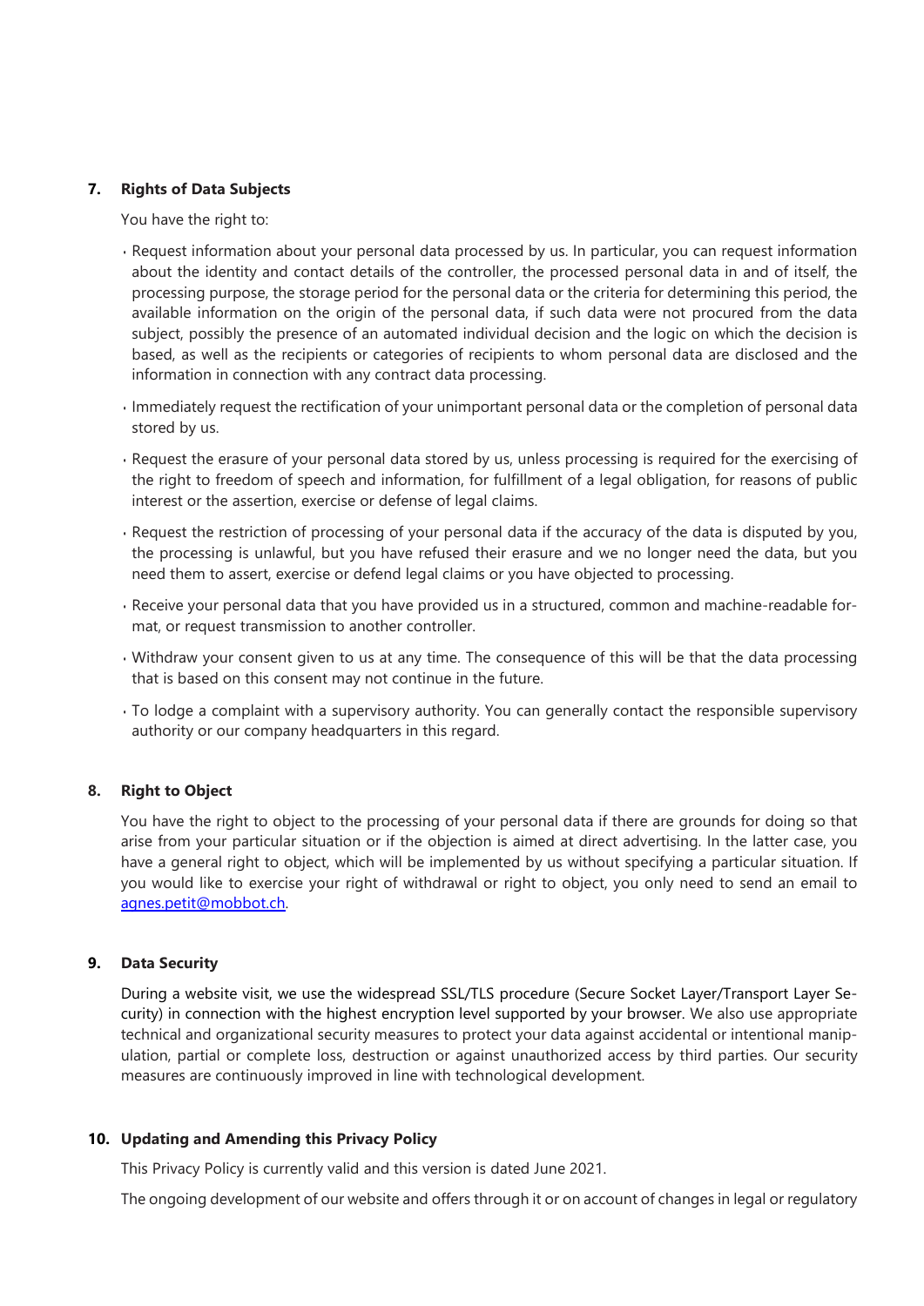## 7. Rights of Data Subjects

You have the right to:

- Request information about your personal data processed by us. In particular, you can request information about the identity and contact details of the controller, the processed personal data in and of itself, the processing purpose, the storage period for the personal data or the criteria for determining this period, the available information on the origin of the personal data, if such data were not procured from the data subject, possibly the presence of an automated individual decision and the logic on which the decision is based, as well as the recipients or categories of recipients to whom personal data are disclosed and the information in connection with any contract data processing.
- Immediately request the rectification of your unimportant personal data or the completion of personal data stored by us.
- Request the erasure of your personal data stored by us, unless processing is required for the exercising of the right to freedom of speech and information, for fulfillment of a legal obligation, for reasons of public interest or the assertion, exercise or defense of legal claims.
- Request the restriction of processing of your personal data if the accuracy of the data is disputed by you, the processing is unlawful, but you have refused their erasure and we no longer need the data, but you need them to assert, exercise or defend legal claims or you have objected to processing.
- Receive your personal data that you have provided us in a structured, common and machine-readable format, or request transmission to another controller.
- Withdraw your consent given to us at any time. The consequence of this will be that the data processing that is based on this consent may not continue in the future.
- To lodge a complaint with a supervisory authority. You can generally contact the responsible supervisory authority or our company headquarters in this regard.

## 8. Right to Object

You have the right to object to the processing of your personal data if there are grounds for doing so that arise from your particular situation or if the objection is aimed at direct advertising. In the latter case, you have a general right to object, which will be implemented by us without specifying a particular situation. If you would like to exercise your right of withdrawal or right to object, you only need to send an email to [agnes.petit@mobbot.ch](mailto:agnes.petit@mobbot.ch).

## 9. Data Security

During a website visit, we use the widespread SSL/TLS procedure (Secure Socket Layer/Transport Layer Security) in connection with the highest encryption level supported by your browser. We also use appropriate technical and organizational security measures to protect your data against accidental or intentional manipulation, partial or complete loss, destruction or against unauthorized access by third parties. Our security measures are continuously improved in line with technological development.

## 10. Updating and Amending this Privacy Policy

This Privacy Policy is currently valid and this version is dated June 2021.

The ongoing development of our website and offers through it or on account of changes in legal or regulatory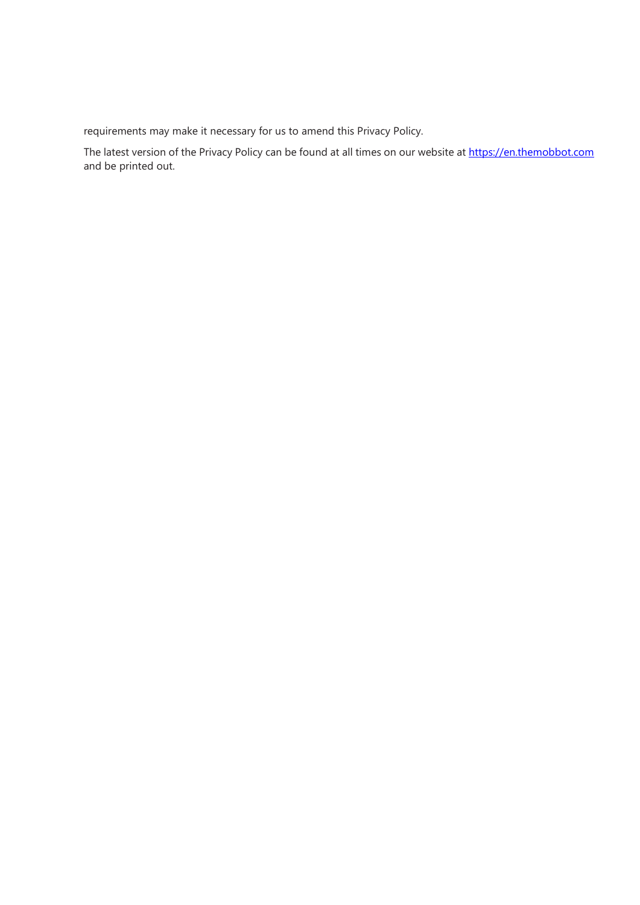requirements may make it necessary for us to amend this Privacy Policy.

The latest version of the Privacy Policy can be found at all times on our website at [https://en.themobbot.com](https://en.themobbot.com) and be printed out.